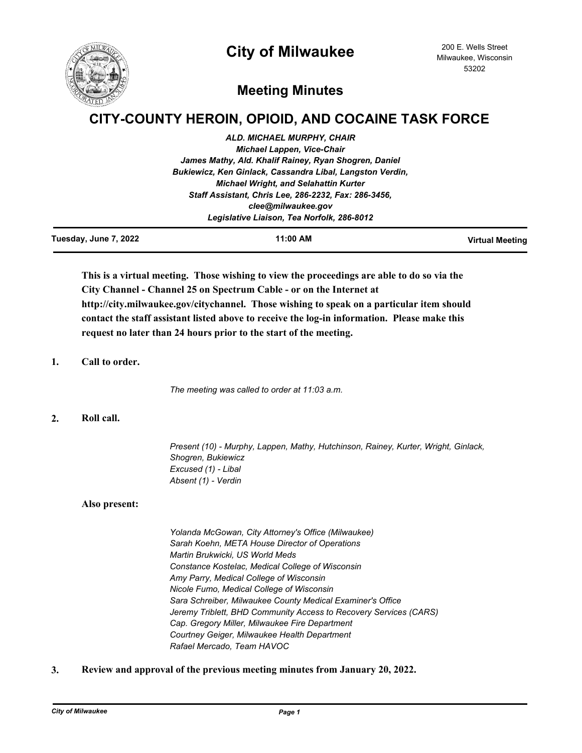# City of Milwaukee

200 E. Wells Street
Milwaukee, Wisconsin
53202

## Meeting Minutes

## CITY-COUNTY HEROIN, OPIOID, AND COCAINE TASK FORCE

*ALD. MICHAEL MURPHY, CHAIR*
*Michael Lappen, Vice-Chair*
*James Mathy, Ald. Khalif Rainey, Ryan Shogren, Daniel Bukiewicz, Ken Ginlack, Cassandra Libal, Langston Verdin, Michael Wright, and Selahattin Kurter*
*Staff Assistant, Chris Lee, 286-2232, Fax: 286-3456, clee@milwaukee.gov*
*Legislative Liaison, Tea Norfolk, 286-8012*

**Tuesday, June 7, 2022** | **11:00 AM** | **Virtual Meeting**

**This is a virtual meeting. Those wishing to view the proceedings are able to do so via the City Channel - Channel 25 on Spectrum Cable - or on the Internet at http://city.milwaukee.gov/citychannel. Those wishing to speak on a particular item should contact the staff assistant listed above to receive the log-in information. Please make this request no later than 24 hours prior to the start of the meeting.**

**1. Call to order.**

*The meeting was called to order at 11:03 a.m.*

**2. Roll call.**

*Present (10) - Murphy, Lappen, Mathy, Hutchinson, Rainey, Kurter, Wright, Ginlack, Shogren, Bukiewicz*
*Excused (1) - Libal*
*Absent (1) - Verdin*

**Also present:**

*Yolanda McGowan, City Attorney's Office (Milwaukee)*
*Sarah Koehn, META House Director of Operations*
*Martin Brukwicki, US World Meds*
*Constance Kostelac, Medical College of Wisconsin*
*Amy Parry, Medical College of Wisconsin*
*Nicole Fumo, Medical College of Wisconsin*
*Sara Schreiber, Milwaukee County Medical Examiner's Office*
*Jeremy Triblett, BHD Community Access to Recovery Services (CARS)*
*Cap. Gregory Miller, Milwaukee Fire Department*
*Courtney Geiger, Milwaukee Health Department*
*Rafael Mercado, Team HAVOC*

**3. Review and approval of the previous meeting minutes from January 20, 2022.**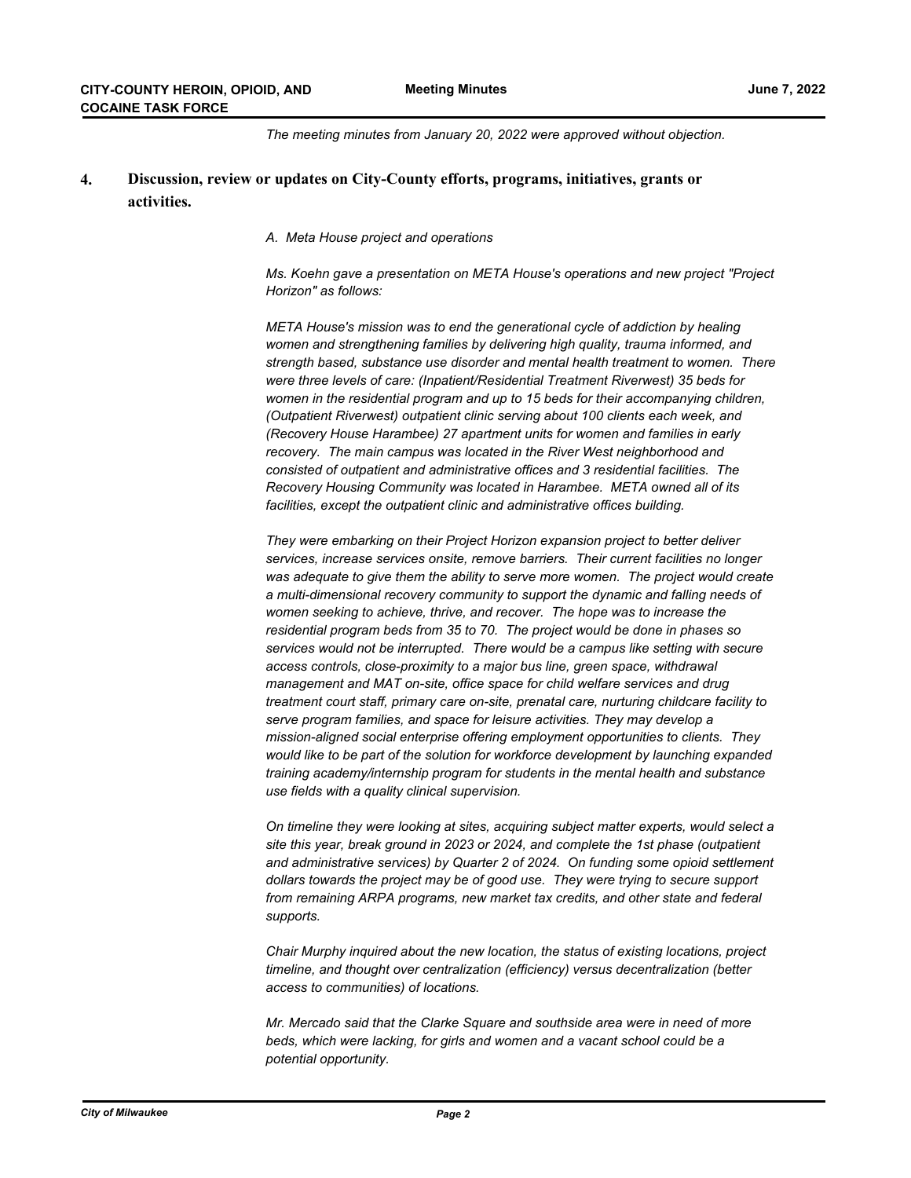*The meeting minutes from January 20, 2022 were approved without objection.*

## 4. Discussion, review or updates on City-County efforts, programs, initiatives, grants or activities.

*A. Meta House project and operations*

*Ms. Koehn gave a presentation on META House's operations and new project "Project Horizon" as follows:*

*META House's mission was to end the generational cycle of addiction by healing women and strengthening families by delivering high quality, trauma informed, and strength based, substance use disorder and mental health treatment to women. There were three levels of care: (Inpatient/Residential Treatment Riverwest) 35 beds for women in the residential program and up to 15 beds for their accompanying children, (Outpatient Riverwest) outpatient clinic serving about 100 clients each week, and (Recovery House Harambee) 27 apartment units for women and families in early recovery. The main campus was located in the River West neighborhood and consisted of outpatient and administrative offices and 3 residential facilities. The Recovery Housing Community was located in Harambee. META owned all of its facilities, except the outpatient clinic and administrative offices building.*

*They were embarking on their Project Horizon expansion project to better deliver services, increase services onsite, remove barriers. Their current facilities no longer was adequate to give them the ability to serve more women. The project would create a multi-dimensional recovery community to support the dynamic and falling needs of women seeking to achieve, thrive, and recover. The hope was to increase the residential program beds from 35 to 70. The project would be done in phases so services would not be interrupted. There would be a campus like setting with secure access controls, close-proximity to a major bus line, green space, withdrawal management and MAT on-site, office space for child welfare services and drug treatment court staff, primary care on-site, prenatal care, nurturing childcare facility to serve program families, and space for leisure activities. They may develop a mission-aligned social enterprise offering employment opportunities to clients. They would like to be part of the solution for workforce development by launching expanded training academy/internship program for students in the mental health and substance use fields with a quality clinical supervision.*

*On timeline they were looking at sites, acquiring subject matter experts, would select a site this year, break ground in 2023 or 2024, and complete the 1st phase (outpatient and administrative services) by Quarter 2 of 2024. On funding some opioid settlement dollars towards the project may be of good use. They were trying to secure support from remaining ARPA programs, new market tax credits, and other state and federal supports.*

*Chair Murphy inquired about the new location, the status of existing locations, project timeline, and thought over centralization (efficiency) versus decentralization (better access to communities) of locations.*

*Mr. Mercado said that the Clarke Square and southside area were in need of more beds, which were lacking, for girls and women and a vacant school could be a potential opportunity.*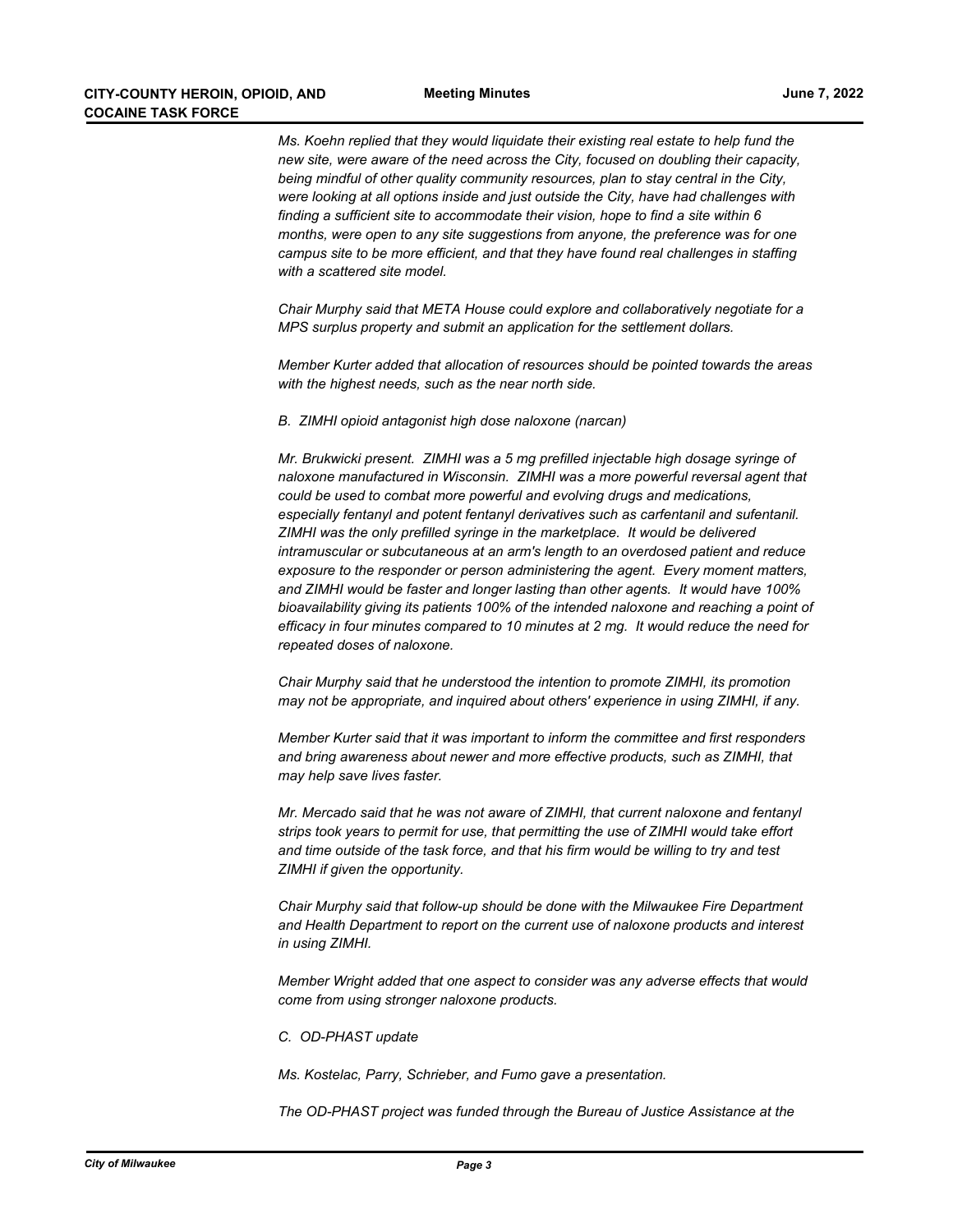*Ms. Koehn replied that they would liquidate their existing real estate to help fund the new site, were aware of the need across the City, focused on doubling their capacity, being mindful of other quality community resources, plan to stay central in the City, were looking at all options inside and just outside the City, have had challenges with finding a sufficient site to accommodate their vision, hope to find a site within 6 months, were open to any site suggestions from anyone, the preference was for one campus site to be more efficient, and that they have found real challenges in staffing with a scattered site model.*

*Chair Murphy said that META House could explore and collaboratively negotiate for a MPS surplus property and submit an application for the settlement dollars.*

*Member Kurter added that allocation of resources should be pointed towards the areas with the highest needs, such as the near north side.*

*B. ZIMHI opioid antagonist high dose naloxone (narcan)*

*Mr. Brukwicki present. ZIMHI was a 5 mg prefilled injectable high dosage syringe of naloxone manufactured in Wisconsin. ZIMHI was a more powerful reversal agent that could be used to combat more powerful and evolving drugs and medications, especially fentanyl and potent fentanyl derivatives such as carfentanil and sufentanil. ZIMHI was the only prefilled syringe in the marketplace. It would be delivered intramuscular or subcutaneous at an arm's length to an overdosed patient and reduce exposure to the responder or person administering the agent. Every moment matters, and ZIMHI would be faster and longer lasting than other agents. It would have 100% bioavailability giving its patients 100% of the intended naloxone and reaching a point of efficacy in four minutes compared to 10 minutes at 2 mg. It would reduce the need for repeated doses of naloxone.*

*Chair Murphy said that he understood the intention to promote ZIMHI, its promotion may not be appropriate, and inquired about others' experience in using ZIMHI, if any.*

*Member Kurter said that it was important to inform the committee and first responders and bring awareness about newer and more effective products, such as ZIMHI, that may help save lives faster.*

*Mr. Mercado said that he was not aware of ZIMHI, that current naloxone and fentanyl strips took years to permit for use, that permitting the use of ZIMHI would take effort and time outside of the task force, and that his firm would be willing to try and test ZIMHI if given the opportunity.*

*Chair Murphy said that follow-up should be done with the Milwaukee Fire Department and Health Department to report on the current use of naloxone products and interest in using ZIMHI.*

*Member Wright added that one aspect to consider was any adverse effects that would come from using stronger naloxone products.*

*C. OD-PHAST update*

*Ms. Kostelac, Parry, Schrieber, and Fumo gave a presentation.*

*The OD-PHAST project was funded through the Bureau of Justice Assistance at the*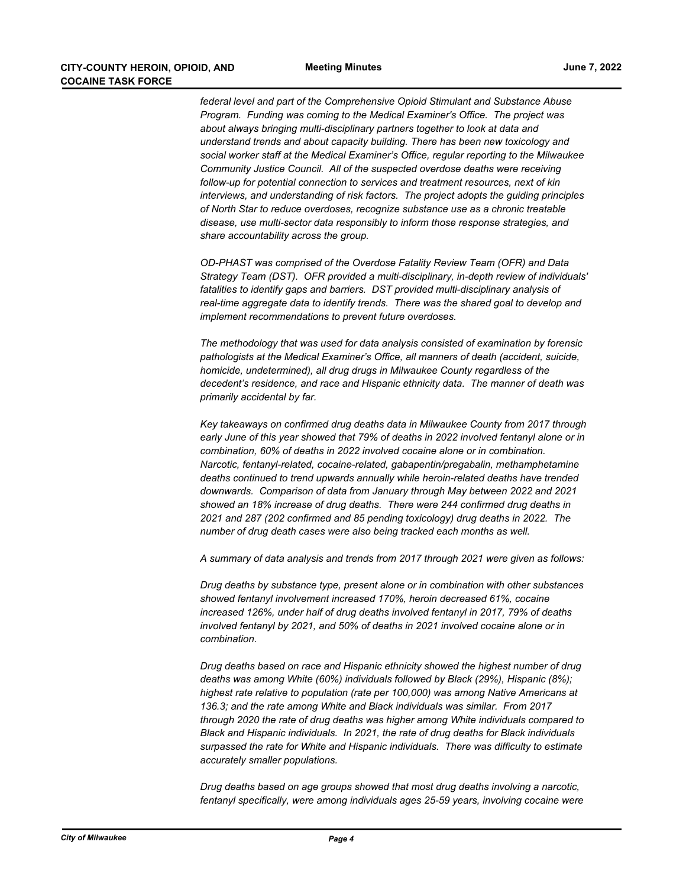*federal level and part of the Comprehensive Opioid Stimulant and Substance Abuse Program. Funding was coming to the Medical Examiner's Office. The project was about always bringing multi-disciplinary partners together to look at data and understand trends and about capacity building. There has been new toxicology and social worker staff at the Medical Examiner's Office, regular reporting to the Milwaukee Community Justice Council. All of the suspected overdose deaths were receiving follow-up for potential connection to services and treatment resources, next of kin interviews, and understanding of risk factors. The project adopts the guiding principles of North Star to reduce overdoses, recognize substance use as a chronic treatable disease, use multi-sector data responsibly to inform those response strategies, and share accountability across the group.*

*OD-PHAST was comprised of the Overdose Fatality Review Team (OFR) and Data Strategy Team (DST). OFR provided a multi-disciplinary, in-depth review of individuals' fatalities to identify gaps and barriers. DST provided multi-disciplinary analysis of real-time aggregate data to identify trends. There was the shared goal to develop and implement recommendations to prevent future overdoses.*

*The methodology that was used for data analysis consisted of examination by forensic pathologists at the Medical Examiner's Office, all manners of death (accident, suicide, homicide, undetermined), all drug drugs in Milwaukee County regardless of the decedent's residence, and race and Hispanic ethnicity data. The manner of death was primarily accidental by far.*

*Key takeaways on confirmed drug deaths data in Milwaukee County from 2017 through early June of this year showed that 79% of deaths in 2022 involved fentanyl alone or in combination, 60% of deaths in 2022 involved cocaine alone or in combination. Narcotic, fentanyl-related, cocaine-related, gabapentin/pregabalin, methamphetamine deaths continued to trend upwards annually while heroin-related deaths have trended downwards. Comparison of data from January through May between 2022 and 2021 showed an 18% increase of drug deaths. There were 244 confirmed drug deaths in 2021 and 287 (202 confirmed and 85 pending toxicology) drug deaths in 2022. The number of drug death cases were also being tracked each months as well.*

*A summary of data analysis and trends from 2017 through 2021 were given as follows:*

*Drug deaths by substance type, present alone or in combination with other substances showed fentanyl involvement increased 170%, heroin decreased 61%, cocaine increased 126%, under half of drug deaths involved fentanyl in 2017, 79% of deaths involved fentanyl by 2021, and 50% of deaths in 2021 involved cocaine alone or in combination.*

*Drug deaths based on race and Hispanic ethnicity showed the highest number of drug deaths was among White (60%) individuals followed by Black (29%), Hispanic (8%); highest rate relative to population (rate per 100,000) was among Native Americans at 136.3; and the rate among White and Black individuals was similar. From 2017 through 2020 the rate of drug deaths was higher among White individuals compared to Black and Hispanic individuals. In 2021, the rate of drug deaths for Black individuals surpassed the rate for White and Hispanic individuals. There was difficulty to estimate accurately smaller populations.*

*Drug deaths based on age groups showed that most drug deaths involving a narcotic, fentanyl specifically, were among individuals ages 25-59 years, involving cocaine were*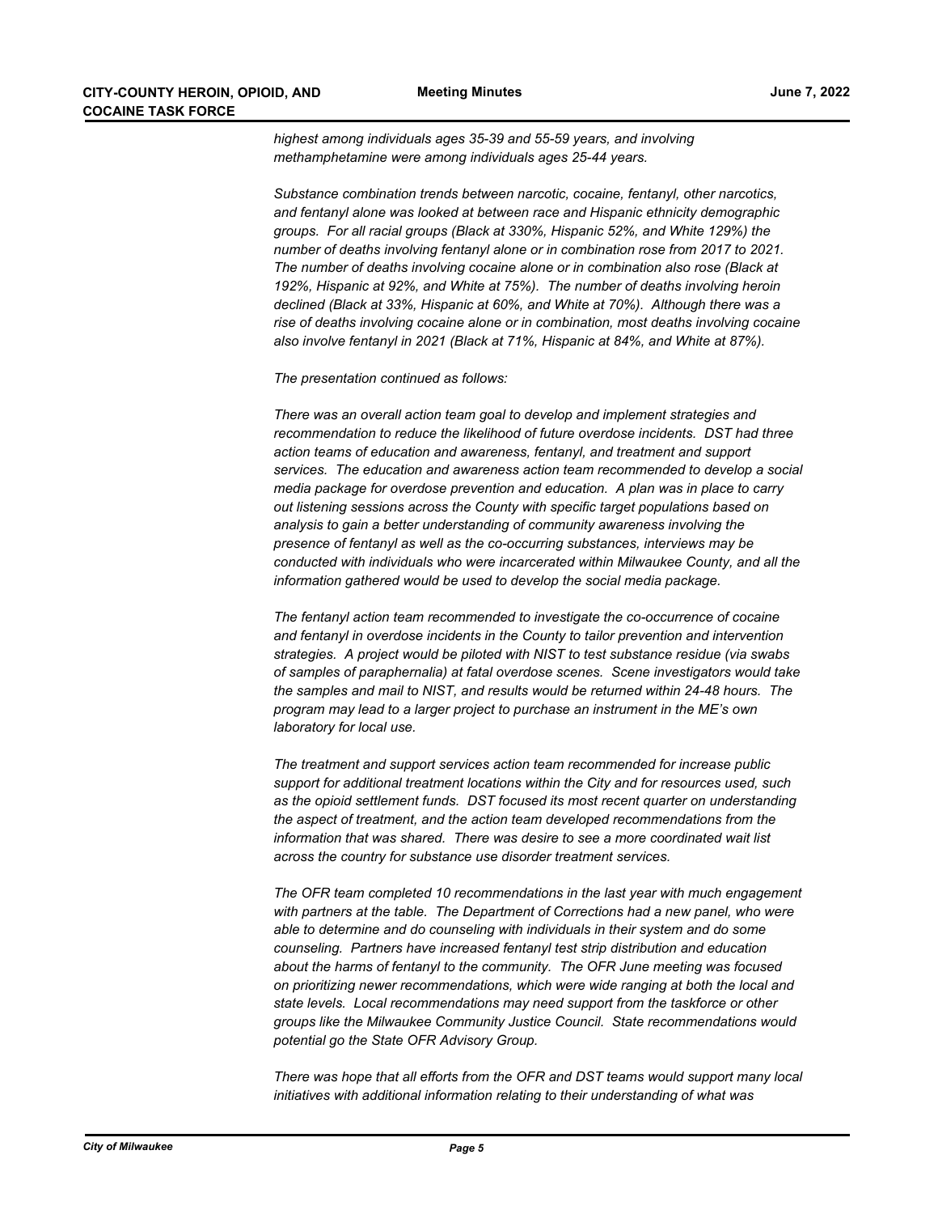*highest among individuals ages 35-39 and 55-59 years, and involving methamphetamine were among individuals ages 25-44 years.*

*Substance combination trends between narcotic, cocaine, fentanyl, other narcotics, and fentanyl alone was looked at between race and Hispanic ethnicity demographic groups. For all racial groups (Black at 330%, Hispanic 52%, and White 129%) the number of deaths involving fentanyl alone or in combination rose from 2017 to 2021. The number of deaths involving cocaine alone or in combination also rose (Black at 192%, Hispanic at 92%, and White at 75%). The number of deaths involving heroin declined (Black at 33%, Hispanic at 60%, and White at 70%). Although there was a rise of deaths involving cocaine alone or in combination, most deaths involving cocaine also involve fentanyl in 2021 (Black at 71%, Hispanic at 84%, and White at 87%).*

*The presentation continued as follows:*

*There was an overall action team goal to develop and implement strategies and recommendation to reduce the likelihood of future overdose incidents. DST had three action teams of education and awareness, fentanyl, and treatment and support services. The education and awareness action team recommended to develop a social media package for overdose prevention and education. A plan was in place to carry out listening sessions across the County with specific target populations based on analysis to gain a better understanding of community awareness involving the presence of fentanyl as well as the co-occurring substances, interviews may be conducted with individuals who were incarcerated within Milwaukee County, and all the information gathered would be used to develop the social media package.*

*The fentanyl action team recommended to investigate the co-occurrence of cocaine and fentanyl in overdose incidents in the County to tailor prevention and intervention strategies. A project would be piloted with NIST to test substance residue (via swabs of samples of paraphernalia) at fatal overdose scenes. Scene investigators would take the samples and mail to NIST, and results would be returned within 24-48 hours. The program may lead to a larger project to purchase an instrument in the ME's own laboratory for local use.*

*The treatment and support services action team recommended for increase public support for additional treatment locations within the City and for resources used, such as the opioid settlement funds. DST focused its most recent quarter on understanding the aspect of treatment, and the action team developed recommendations from the information that was shared. There was desire to see a more coordinated wait list across the country for substance use disorder treatment services.*

*The OFR team completed 10 recommendations in the last year with much engagement with partners at the table. The Department of Corrections had a new panel, who were able to determine and do counseling with individuals in their system and do some counseling. Partners have increased fentanyl test strip distribution and education about the harms of fentanyl to the community. The OFR June meeting was focused on prioritizing newer recommendations, which were wide ranging at both the local and state levels. Local recommendations may need support from the taskforce or other groups like the Milwaukee Community Justice Council. State recommendations would potential go the State OFR Advisory Group.*

*There was hope that all efforts from the OFR and DST teams would support many local initiatives with additional information relating to their understanding of what was*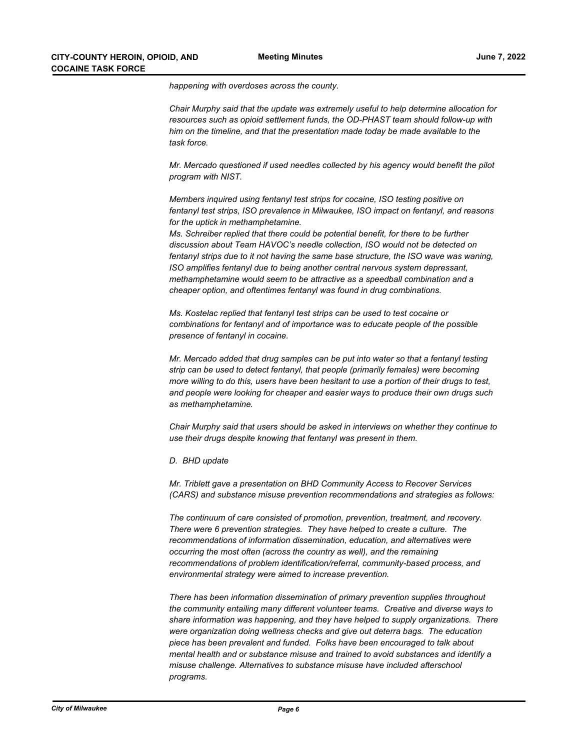*happening with overdoses across the county.*

*Chair Murphy said that the update was extremely useful to help determine allocation for resources such as opioid settlement funds, the OD-PHAST team should follow-up with him on the timeline, and that the presentation made today be made available to the task force.*

*Mr. Mercado questioned if used needles collected by his agency would benefit the pilot program with NIST.*

*Members inquired using fentanyl test strips for cocaine, ISO testing positive on fentanyl test strips, ISO prevalence in Milwaukee, ISO impact on fentanyl, and reasons for the uptick in methamphetamine.*
*Ms. Schreiber replied that there could be potential benefit, for there to be further discussion about Team HAVOC's needle collection, ISO would not be detected on fentanyl strips due to it not having the same base structure, the ISO wave was waning, ISO amplifies fentanyl due to being another central nervous system depressant, methamphetamine would seem to be attractive as a speedball combination and a cheaper option, and oftentimes fentanyl was found in drug combinations.*

*Ms. Kostelac replied that fentanyl test strips can be used to test cocaine or combinations for fentanyl and of importance was to educate people of the possible presence of fentanyl in cocaine.*

*Mr. Mercado added that drug samples can be put into water so that a fentanyl testing strip can be used to detect fentanyl, that people (primarily females) were becoming more willing to do this, users have been hesitant to use a portion of their drugs to test, and people were looking for cheaper and easier ways to produce their own drugs such as methamphetamine.*

*Chair Murphy said that users should be asked in interviews on whether they continue to use their drugs despite knowing that fentanyl was present in them.*

*D. BHD update*

*Mr. Triblett gave a presentation on BHD Community Access to Recover Services (CARS) and substance misuse prevention recommendations and strategies as follows:*

*The continuum of care consisted of promotion, prevention, treatment, and recovery. There were 6 prevention strategies. They have helped to create a culture. The recommendations of information dissemination, education, and alternatives were occurring the most often (across the country as well), and the remaining recommendations of problem identification/referral, community-based process, and environmental strategy were aimed to increase prevention.*

*There has been information dissemination of primary prevention supplies throughout the community entailing many different volunteer teams. Creative and diverse ways to share information was happening, and they have helped to supply organizations. There were organization doing wellness checks and give out deterra bags. The education piece has been prevalent and funded. Folks have been encouraged to talk about mental health and or substance misuse and trained to avoid substances and identify a misuse challenge. Alternatives to substance misuse have included afterschool programs.*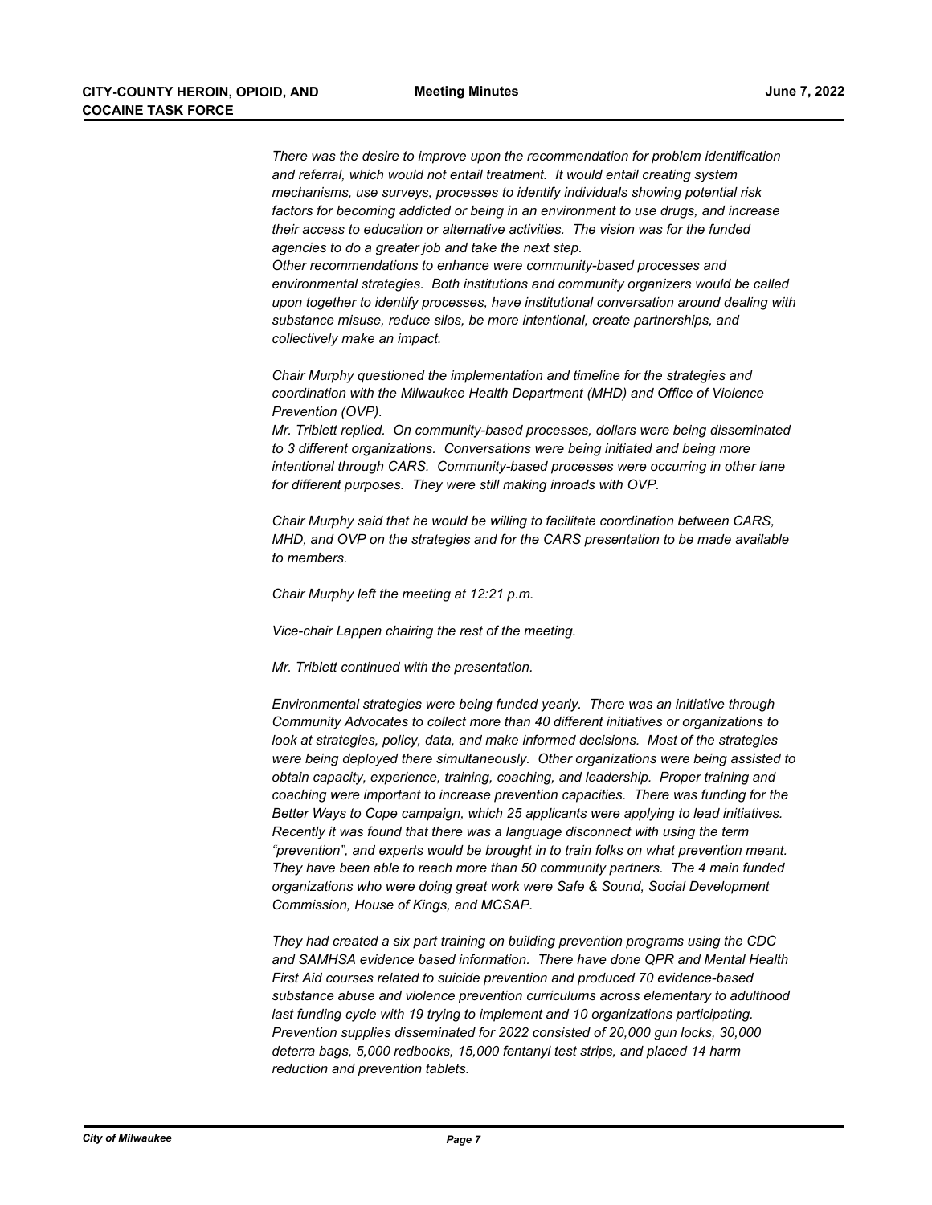*There was the desire to improve upon the recommendation for problem identification and referral, which would not entail treatment. It would entail creating system mechanisms, use surveys, processes to identify individuals showing potential risk factors for becoming addicted or being in an environment to use drugs, and increase their access to education or alternative activities. The vision was for the funded agencies to do a greater job and take the next step.*
*Other recommendations to enhance were community-based processes and environmental strategies. Both institutions and community organizers would be called upon together to identify processes, have institutional conversation around dealing with substance misuse, reduce silos, be more intentional, create partnerships, and collectively make an impact.*

*Chair Murphy questioned the implementation and timeline for the strategies and coordination with the Milwaukee Health Department (MHD) and Office of Violence Prevention (OVP).*
*Mr. Triblett replied. On community-based processes, dollars were being disseminated to 3 different organizations. Conversations were being initiated and being more intentional through CARS. Community-based processes were occurring in other lane for different purposes. They were still making inroads with OVP.*

*Chair Murphy said that he would be willing to facilitate coordination between CARS, MHD, and OVP on the strategies and for the CARS presentation to be made available to members.*

*Chair Murphy left the meeting at 12:21 p.m.*

*Vice-chair Lappen chairing the rest of the meeting.*

*Mr. Triblett continued with the presentation.*

*Environmental strategies were being funded yearly. There was an initiative through Community Advocates to collect more than 40 different initiatives or organizations to look at strategies, policy, data, and make informed decisions. Most of the strategies were being deployed there simultaneously. Other organizations were being assisted to obtain capacity, experience, training, coaching, and leadership. Proper training and coaching were important to increase prevention capacities. There was funding for the Better Ways to Cope campaign, which 25 applicants were applying to lead initiatives. Recently it was found that there was a language disconnect with using the term "prevention", and experts would be brought in to train folks on what prevention meant. They have been able to reach more than 50 community partners. The 4 main funded organizations who were doing great work were Safe & Sound, Social Development Commission, House of Kings, and MCSAP.*

*They had created a six part training on building prevention programs using the CDC and SAMHSA evidence based information. There have done QPR and Mental Health First Aid courses related to suicide prevention and produced 70 evidence-based substance abuse and violence prevention curriculums across elementary to adulthood last funding cycle with 19 trying to implement and 10 organizations participating. Prevention supplies disseminated for 2022 consisted of 20,000 gun locks, 30,000 deterra bags, 5,000 redbooks, 15,000 fentanyl test strips, and placed 14 harm reduction and prevention tablets.*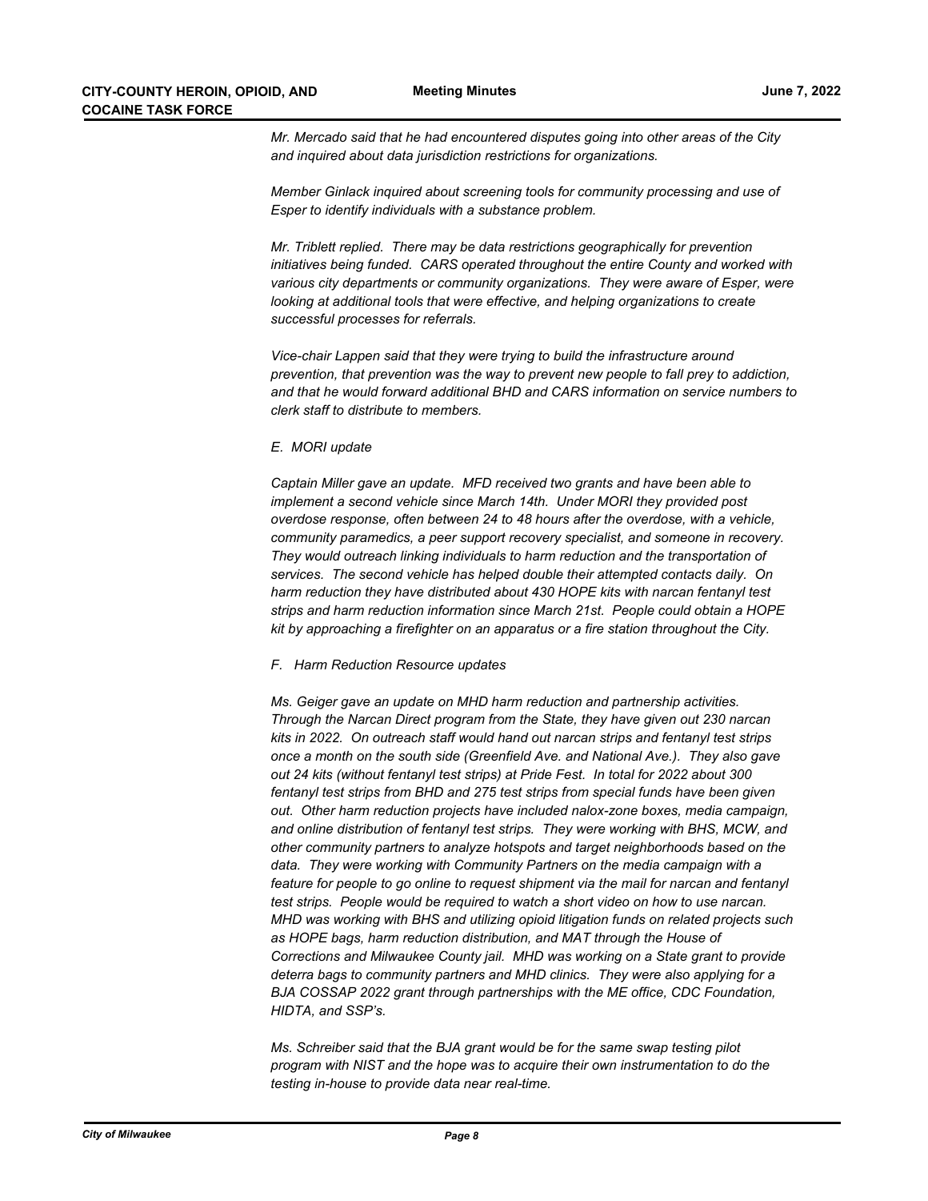*Mr. Mercado said that he had encountered disputes going into other areas of the City and inquired about data jurisdiction restrictions for organizations.*

*Member Ginlack inquired about screening tools for community processing and use of Esper to identify individuals with a substance problem.*

*Mr. Triblett replied. There may be data restrictions geographically for prevention initiatives being funded. CARS operated throughout the entire County and worked with various city departments or community organizations. They were aware of Esper, were looking at additional tools that were effective, and helping organizations to create successful processes for referrals.*

*Vice-chair Lappen said that they were trying to build the infrastructure around prevention, that prevention was the way to prevent new people to fall prey to addiction, and that he would forward additional BHD and CARS information on service numbers to clerk staff to distribute to members.*

*E. MORI update*

*Captain Miller gave an update. MFD received two grants and have been able to implement a second vehicle since March 14th. Under MORI they provided post overdose response, often between 24 to 48 hours after the overdose, with a vehicle, community paramedics, a peer support recovery specialist, and someone in recovery. They would outreach linking individuals to harm reduction and the transportation of services. The second vehicle has helped double their attempted contacts daily. On harm reduction they have distributed about 430 HOPE kits with narcan fentanyl test strips and harm reduction information since March 21st. People could obtain a HOPE kit by approaching a firefighter on an apparatus or a fire station throughout the City.*

*F. Harm Reduction Resource updates*

*Ms. Geiger gave an update on MHD harm reduction and partnership activities. Through the Narcan Direct program from the State, they have given out 230 narcan kits in 2022. On outreach staff would hand out narcan strips and fentanyl test strips once a month on the south side (Greenfield Ave. and National Ave.). They also gave out 24 kits (without fentanyl test strips) at Pride Fest. In total for 2022 about 300 fentanyl test strips from BHD and 275 test strips from special funds have been given out. Other harm reduction projects have included nalox-zone boxes, media campaign, and online distribution of fentanyl test strips. They were working with BHS, MCW, and other community partners to analyze hotspots and target neighborhoods based on the data. They were working with Community Partners on the media campaign with a feature for people to go online to request shipment via the mail for narcan and fentanyl test strips. People would be required to watch a short video on how to use narcan. MHD was working with BHS and utilizing opioid litigation funds on related projects such as HOPE bags, harm reduction distribution, and MAT through the House of Corrections and Milwaukee County jail. MHD was working on a State grant to provide deterra bags to community partners and MHD clinics. They were also applying for a BJA COSSAP 2022 grant through partnerships with the ME office, CDC Foundation, HIDTA, and SSP's.*

*Ms. Schreiber said that the BJA grant would be for the same swap testing pilot program with NIST and the hope was to acquire their own instrumentation to do the testing in-house to provide data near real-time.*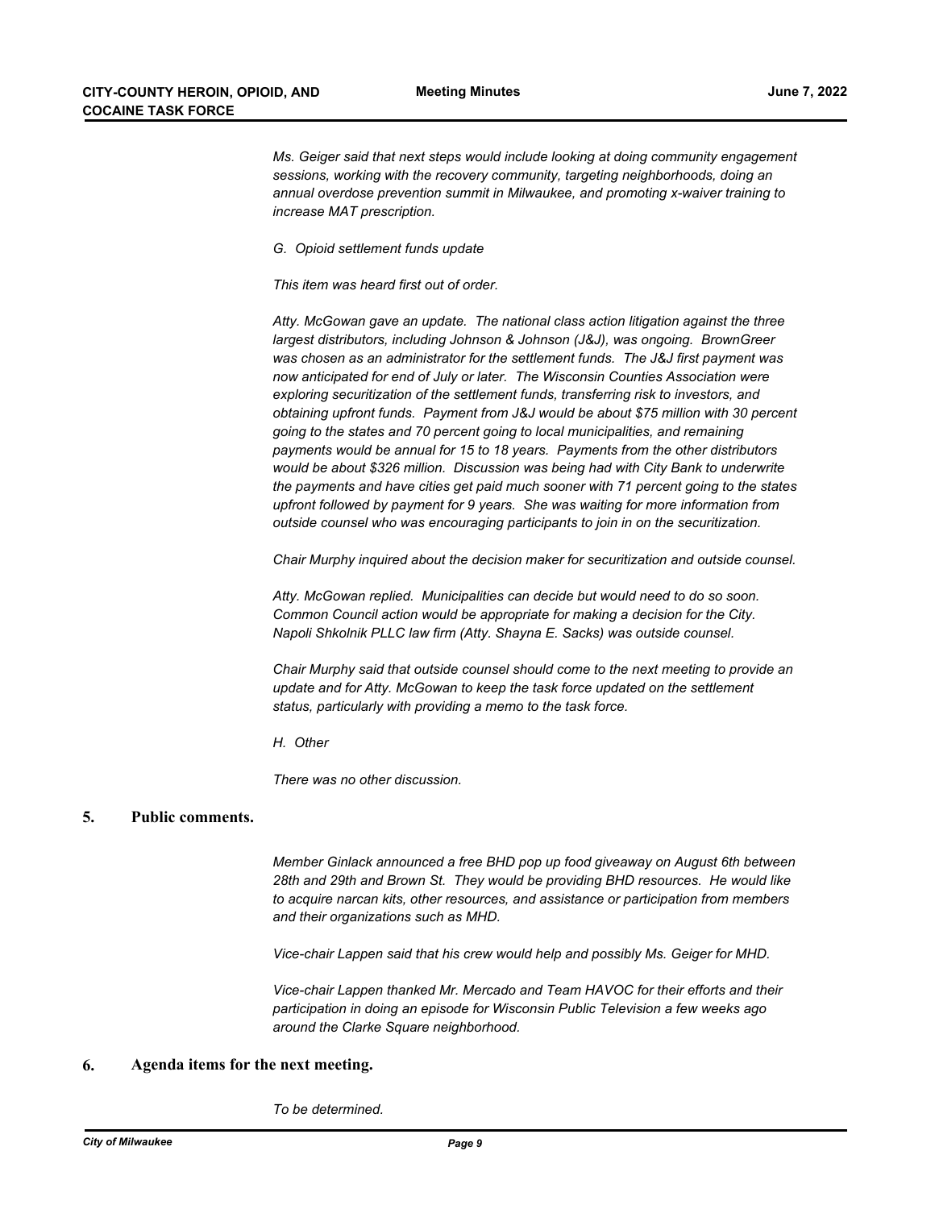*Ms. Geiger said that next steps would include looking at doing community engagement sessions, working with the recovery community, targeting neighborhoods, doing an annual overdose prevention summit in Milwaukee, and promoting x-waiver training to increase MAT prescription.*

*G. Opioid settlement funds update*

*This item was heard first out of order.*

*Atty. McGowan gave an update. The national class action litigation against the three largest distributors, including Johnson & Johnson (J&J), was ongoing. BrownGreer was chosen as an administrator for the settlement funds. The J&J first payment was now anticipated for end of July or later. The Wisconsin Counties Association were exploring securitization of the settlement funds, transferring risk to investors, and obtaining upfront funds. Payment from J&J would be about $75 million with 30 percent going to the states and 70 percent going to local municipalities, and remaining payments would be annual for 15 to 18 years. Payments from the other distributors would be about $326 million. Discussion was being had with City Bank to underwrite the payments and have cities get paid much sooner with 71 percent going to the states upfront followed by payment for 9 years. She was waiting for more information from outside counsel who was encouraging participants to join in on the securitization.*

*Chair Murphy inquired about the decision maker for securitization and outside counsel.*

*Atty. McGowan replied. Municipalities can decide but would need to do so soon. Common Council action would be appropriate for making a decision for the City. Napoli Shkolnik PLLC law firm (Atty. Shayna E. Sacks) was outside counsel.*

*Chair Murphy said that outside counsel should come to the next meeting to provide an update and for Atty. McGowan to keep the task force updated on the settlement status, particularly with providing a memo to the task force.*

*H. Other*

*There was no other discussion.*

## 5. Public comments.

*Member Ginlack announced a free BHD pop up food giveaway on August 6th between 28th and 29th and Brown St. They would be providing BHD resources. He would like to acquire narcan kits, other resources, and assistance or participation from members and their organizations such as MHD.*

*Vice-chair Lappen said that his crew would help and possibly Ms. Geiger for MHD.*

*Vice-chair Lappen thanked Mr. Mercado and Team HAVOC for their efforts and their participation in doing an episode for Wisconsin Public Television a few weeks ago around the Clarke Square neighborhood.*

## 6. Agenda items for the next meeting.

*To be determined.*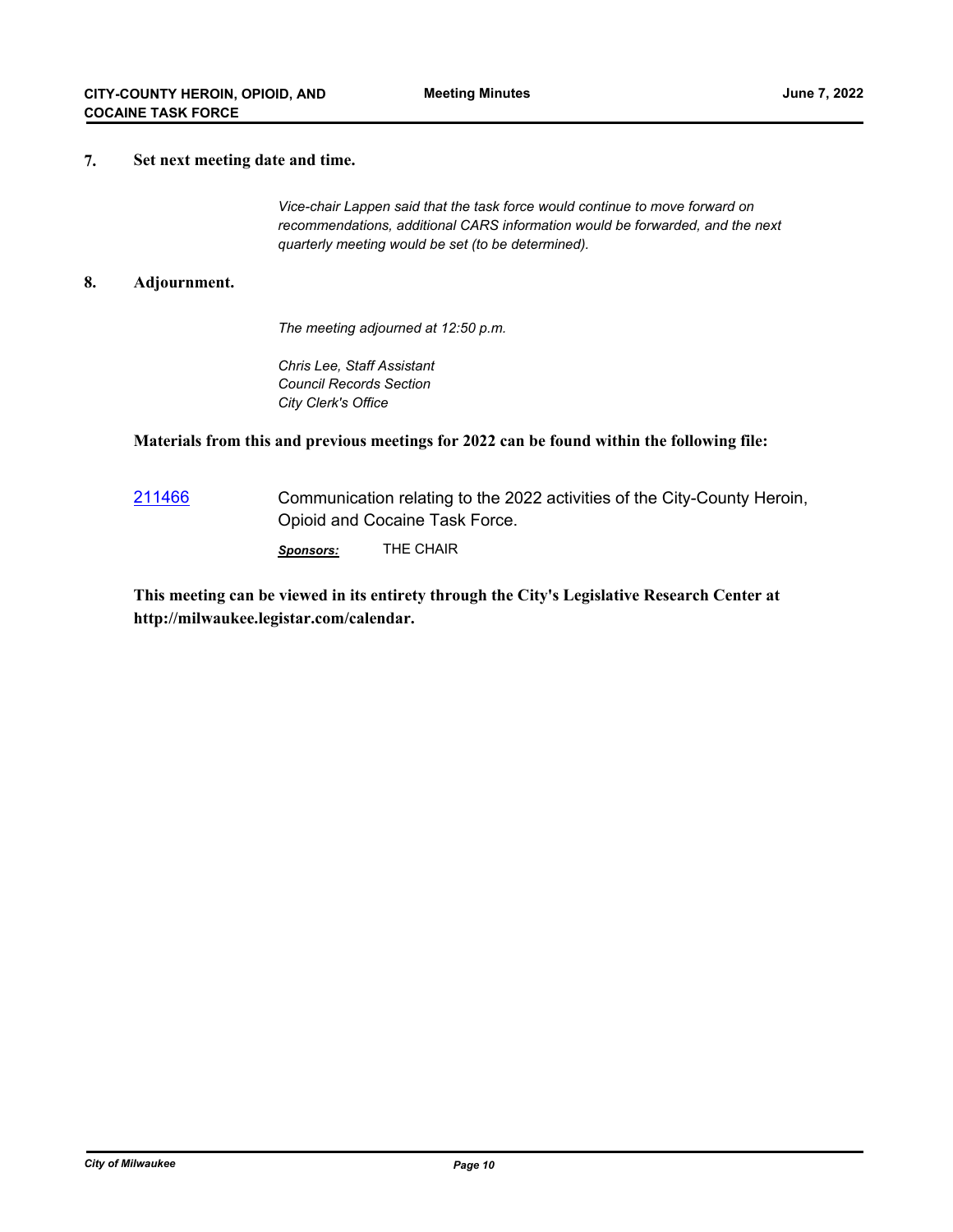**7. Set next meeting date and time.**

*Vice-chair Lappen said that the task force would continue to move forward on recommendations, additional CARS information would be forwarded, and the next quarterly meeting would be set (to be determined).*

**8. Adjournment.**

*The meeting adjourned at 12:50 p.m.*

*Chris Lee, Staff Assistant*
*Council Records Section*
*City Clerk's Office*

**Materials from this and previous meetings for 2022 can be found within the following file:**

211466 Communication relating to the 2022 activities of the City-County Heroin, Opioid and Cocaine Task Force.

***Sponsors:*** THE CHAIR

**This meeting can be viewed in its entirety through the City's Legislative Research Center at http://milwaukee.legistar.com/calendar.**